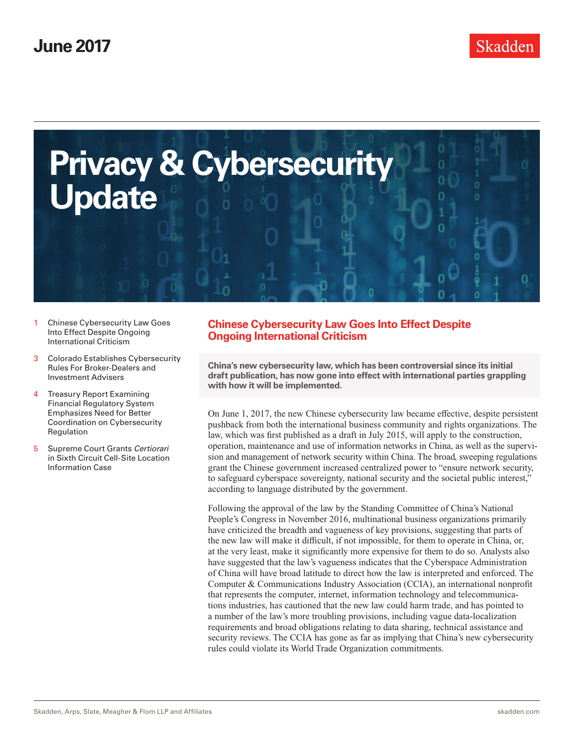June 2017

Skadden

# Privacy & Cybersecurity Update

1 Chinese Cybersecurity Law Goes Into Effect Despite Ongoing International Criticism

3 Colorado Establishes Cybersecurity Rules For Broker-Dealers and Investment Advisers

4 Treasury Report Examining Financial Regulatory System Emphasizes Need for Better Coordination on Cybersecurity Regulation

5 Supreme Court Grants *Certiorari* in Sixth Circuit Cell-Site Location Information Case

## Chinese Cybersecurity Law Goes Into Effect Despite Ongoing International Criticism

**China's new cybersecurity law, which has been controversial since its initial draft publication, has now gone into effect with international parties grappling with how it will be implemented.**

On June 1, 2017, the new Chinese cybersecurity law became effective, despite persistent pushback from both the international business community and rights organizations. The law, which was first published as a draft in July 2015, will apply to the construction, operation, maintenance and use of information networks in China, as well as the supervision and management of network security within China. The broad, sweeping regulations grant the Chinese government increased centralized power to "ensure network security, to safeguard cyberspace sovereignty, national security and the societal public interest," according to language distributed by the government.

Following the approval of the law by the Standing Committee of China's National People's Congress in November 2016, multinational business organizations primarily have criticized the breadth and vagueness of key provisions, suggesting that parts of the new law will make it difficult, if not impossible, for them to operate in China, or, at the very least, make it significantly more expensive for them to do so. Analysts also have suggested that the law's vagueness indicates that the Cyberspace Administration of China will have broad latitude to direct how the law is interpreted and enforced. The Computer & Communications Industry Association (CCIA), an international nonprofit that represents the computer, internet, information technology and telecommunications industries, has cautioned that the new law could harm trade, and has pointed to a number of the law's more troubling provisions, including vague data-localization requirements and broad obligations relating to data sharing, technical assistance and security reviews. The CCIA has gone as far as implying that China's new cybersecurity rules could violate its World Trade Organization commitments.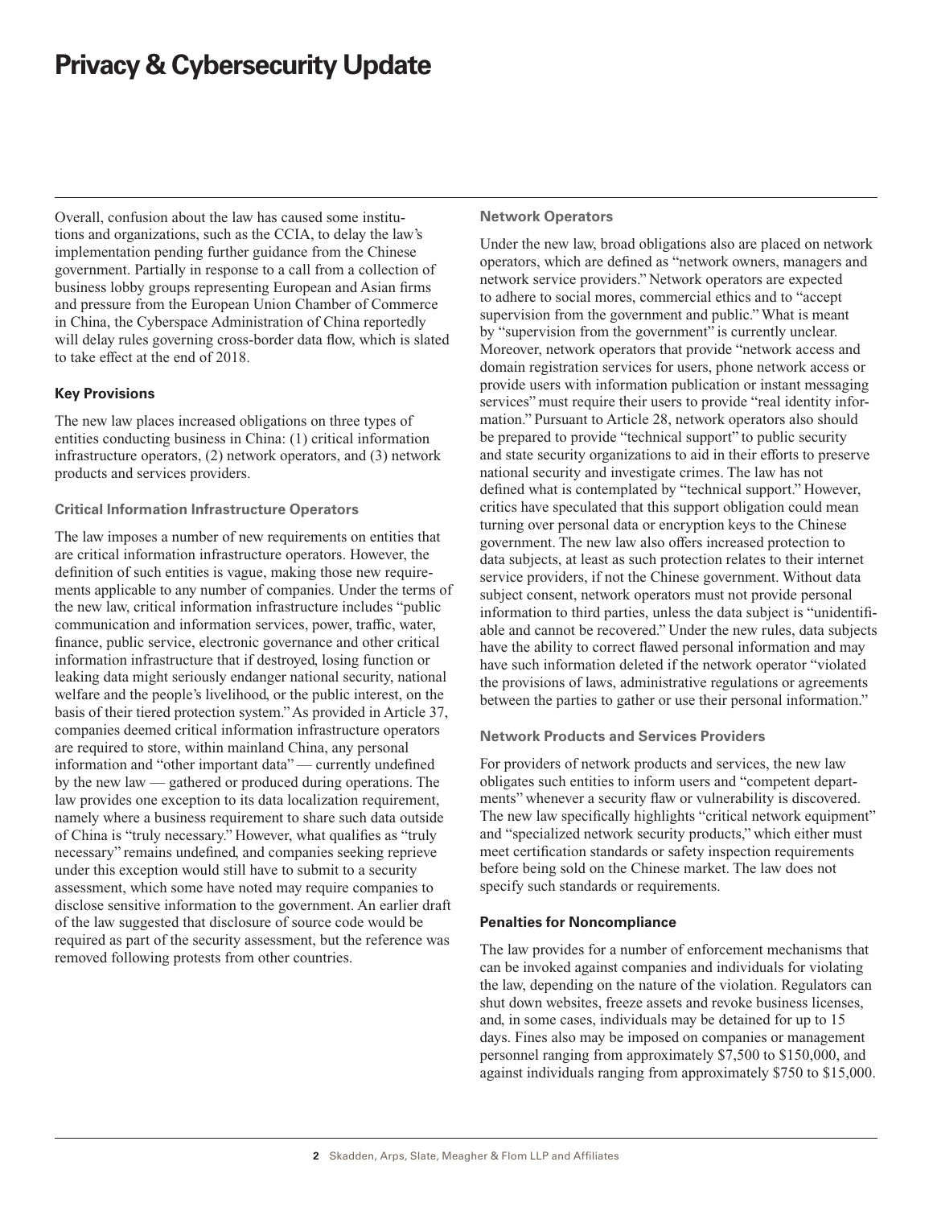Overall, confusion about the law has caused some institutions and organizations, such as the CCIA, to delay the law's implementation pending further guidance from the Chinese government. Partially in response to a call from a collection of business lobby groups representing European and Asian firms and pressure from the European Union Chamber of Commerce in China, the Cyberspace Administration of China reportedly will delay rules governing cross-border data flow, which is slated to take effect at the end of 2018.

## Key Provisions

The new law places increased obligations on three types of entities conducting business in China: (1) critical information infrastructure operators, (2) network operators, and (3) network products and services providers.

### Critical Information Infrastructure Operators

The law imposes a number of new requirements on entities that are critical information infrastructure operators. However, the definition of such entities is vague, making those new requirements applicable to any number of companies. Under the terms of the new law, critical information infrastructure includes "public communication and information services, power, traffic, water, finance, public service, electronic governance and other critical information infrastructure that if destroyed, losing function or leaking data might seriously endanger national security, national welfare and the people's livelihood, or the public interest, on the basis of their tiered protection system." As provided in Article 37, companies deemed critical information infrastructure operators are required to store, within mainland China, any personal information and "other important data" — currently undefined by the new law — gathered or produced during operations. The law provides one exception to its data localization requirement, namely where a business requirement to share such data outside of China is "truly necessary." However, what qualifies as "truly necessary" remains undefined, and companies seeking reprieve under this exception would still have to submit to a security assessment, which some have noted may require companies to disclose sensitive information to the government. An earlier draft of the law suggested that disclosure of source code would be required as part of the security assessment, but the reference was removed following protests from other countries.

### Network Operators

Under the new law, broad obligations also are placed on network operators, which are defined as "network owners, managers and network service providers." Network operators are expected to adhere to social mores, commercial ethics and to "accept supervision from the government and public." What is meant by "supervision from the government" is currently unclear. Moreover, network operators that provide "network access and domain registration services for users, phone network access or provide users with information publication or instant messaging services" must require their users to provide "real identity information." Pursuant to Article 28, network operators also should be prepared to provide "technical support" to public security and state security organizations to aid in their efforts to preserve national security and investigate crimes. The law has not defined what is contemplated by "technical support." However, critics have speculated that this support obligation could mean turning over personal data or encryption keys to the Chinese government. The new law also offers increased protection to data subjects, at least as such protection relates to their internet service providers, if not the Chinese government. Without data subject consent, network operators must not provide personal information to third parties, unless the data subject is "unidentifiable and cannot be recovered." Under the new rules, data subjects have the ability to correct flawed personal information and may have such information deleted if the network operator "violated the provisions of laws, administrative regulations or agreements between the parties to gather or use their personal information."

### Network Products and Services Providers

For providers of network products and services, the new law obligates such entities to inform users and "competent departments" whenever a security flaw or vulnerability is discovered. The new law specifically highlights "critical network equipment" and "specialized network security products," which either must meet certification standards or safety inspection requirements before being sold on the Chinese market. The law does not specify such standards or requirements.

## Penalties for Noncompliance

The law provides for a number of enforcement mechanisms that can be invoked against companies and individuals for violating the law, depending on the nature of the violation. Regulators can shut down websites, freeze assets and revoke business licenses, and, in some cases, individuals may be detained for up to 15 days. Fines also may be imposed on companies or management personnel ranging from approximately \$7,500 to \$150,000, and against individuals ranging from approximately \$750 to \$15,000.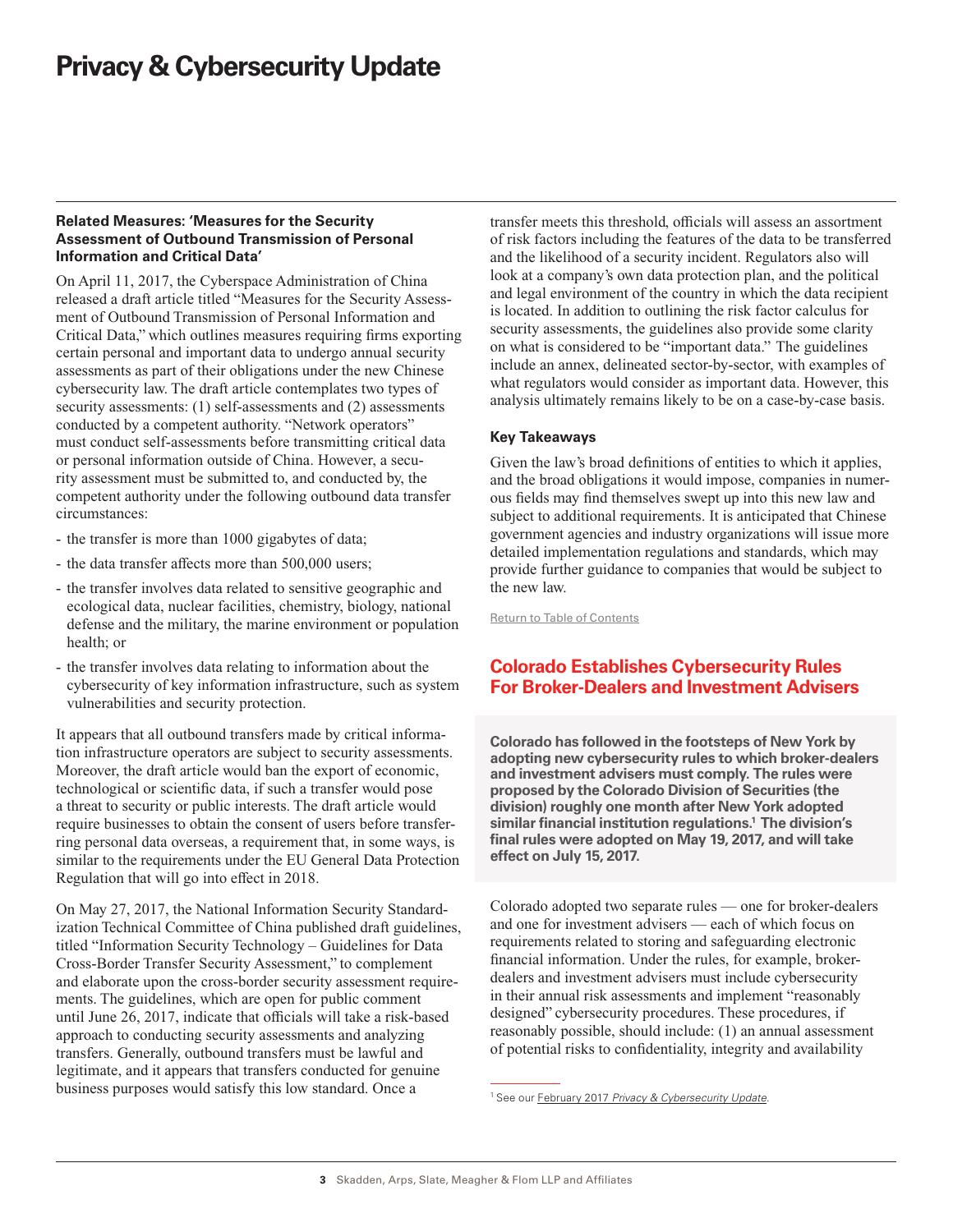### Related Measures: 'Measures for the Security Assessment of Outbound Transmission of Personal Information and Critical Data'

On April 11, 2017, the Cyberspace Administration of China released a draft article titled "Measures for the Security Assessment of Outbound Transmission of Personal Information and Critical Data," which outlines measures requiring firms exporting certain personal and important data to undergo annual security assessments as part of their obligations under the new Chinese cybersecurity law. The draft article contemplates two types of security assessments: (1) self-assessments and (2) assessments conducted by a competent authority. "Network operators" must conduct self-assessments before transmitting critical data or personal information outside of China. However, a security assessment must be submitted to, and conducted by, the competent authority under the following outbound data transfer circumstances:

- the transfer is more than 1000 gigabytes of data;
- the data transfer affects more than 500,000 users;
- the transfer involves data related to sensitive geographic and ecological data, nuclear facilities, chemistry, biology, national defense and the military, the marine environment or population health; or
- the transfer involves data relating to information about the cybersecurity of key information infrastructure, such as system vulnerabilities and security protection.

It appears that all outbound transfers made by critical information infrastructure operators are subject to security assessments. Moreover, the draft article would ban the export of economic, technological or scientific data, if such a transfer would pose a threat to security or public interests. The draft article would require businesses to obtain the consent of users before transferring personal data overseas, a requirement that, in some ways, is similar to the requirements under the EU General Data Protection Regulation that will go into effect in 2018.

On May 27, 2017, the National Information Security Standardization Technical Committee of China published draft guidelines, titled "Information Security Technology – Guidelines for Data Cross-Border Transfer Security Assessment," to complement and elaborate upon the cross-border security assessment requirements. The guidelines, which are open for public comment until June 26, 2017, indicate that officials will take a risk-based approach to conducting security assessments and analyzing transfers. Generally, outbound transfers must be lawful and legitimate, and it appears that transfers conducted for genuine business purposes would satisfy this low standard. Once a transfer meets this threshold, officials will assess an assortment of risk factors including the features of the data to be transferred and the likelihood of a security incident. Regulators also will look at a company's own data protection plan, and the political and legal environment of the country in which the data recipient is located. In addition to outlining the risk factor calculus for security assessments, the guidelines also provide some clarity on what is considered to be "important data." The guidelines include an annex, delineated sector-by-sector, with examples of what regulators would consider as important data. However, this analysis ultimately remains likely to be on a case-by-case basis.

### Key Takeaways

Given the law's broad definitions of entities to which it applies, and the broad obligations it would impose, companies in numerous fields may find themselves swept up into this new law and subject to additional requirements. It is anticipated that Chinese government agencies and industry organizations will issue more detailed implementation regulations and standards, which may provide further guidance to companies that would be subject to the new law.

Return to Table of Contents

## Colorado Establishes Cybersecurity Rules For Broker-Dealers and Investment Advisers

**Colorado has followed in the footsteps of New York by adopting new cybersecurity rules to which broker-dealers and investment advisers must comply. The rules were proposed by the Colorado Division of Securities (the division) roughly one month after New York adopted similar financial institution regulations.[1] The division's final rules were adopted on May 19, 2017, and will take effect on July 15, 2017.**

Colorado adopted two separate rules — one for broker-dealers and one for investment advisers — each of which focus on requirements related to storing and safeguarding electronic financial information. Under the rules, for example, broker-dealers and investment advisers must include cybersecurity in their annual risk assessments and implement "reasonably designed" cybersecurity procedures. These procedures, if reasonably possible, should include: (1) an annual assessment of potential risks to confidentiality, integrity and availability

[1] See our February 2017 *Privacy & Cybersecurity Update*.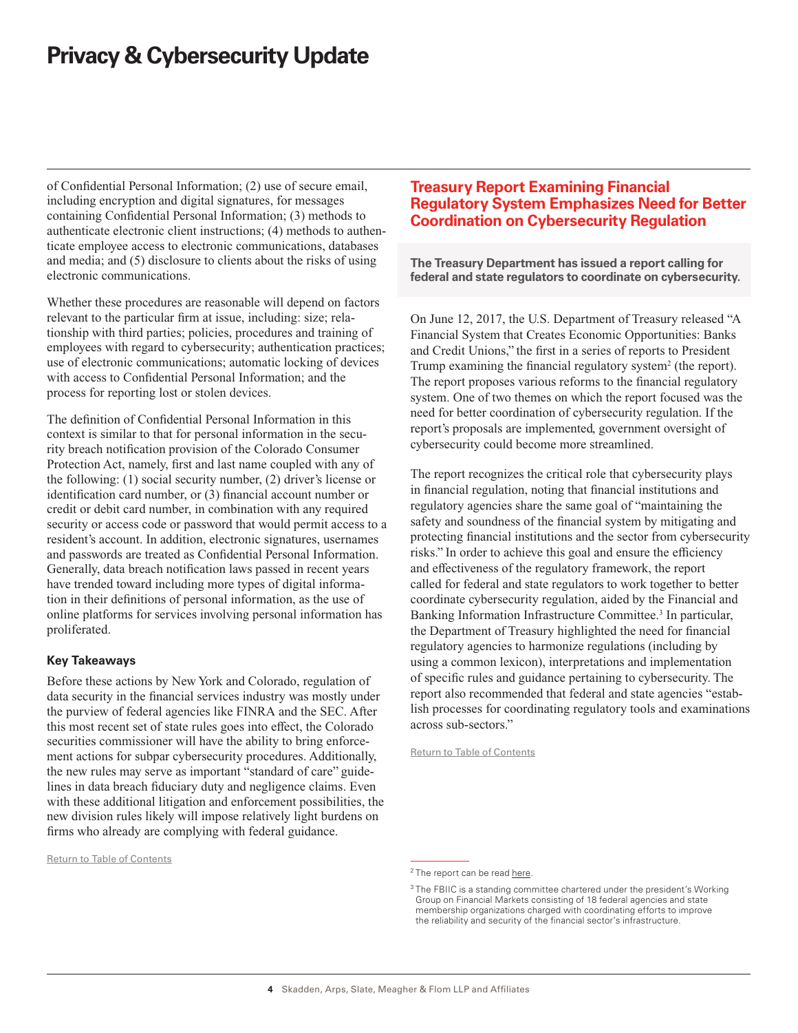of Confidential Personal Information; (2) use of secure email, including encryption and digital signatures, for messages containing Confidential Personal Information; (3) methods to authenticate electronic client instructions; (4) methods to authenticate employee access to electronic communications, databases and media; and (5) disclosure to clients about the risks of using electronic communications.

Whether these procedures are reasonable will depend on factors relevant to the particular firm at issue, including: size; relationship with third parties; policies, procedures and training of employees with regard to cybersecurity; authentication practices; use of electronic communications; automatic locking of devices with access to Confidential Personal Information; and the process for reporting lost or stolen devices.

The definition of Confidential Personal Information in this context is similar to that for personal information in the security breach notification provision of the Colorado Consumer Protection Act, namely, first and last name coupled with any of the following: (1) social security number, (2) driver's license or identification card number, or (3) financial account number or credit or debit card number, in combination with any required security or access code or password that would permit access to a resident's account. In addition, electronic signatures, usernames and passwords are treated as Confidential Personal Information. Generally, data breach notification laws passed in recent years have trended toward including more types of digital information in their definitions of personal information, as the use of online platforms for services involving personal information has proliferated.

### Key Takeaways

Before these actions by New York and Colorado, regulation of data security in the financial services industry was mostly under the purview of federal agencies like FINRA and the SEC. After this most recent set of state rules goes into effect, the Colorado securities commissioner will have the ability to bring enforcement actions for subpar cybersecurity procedures. Additionally, the new rules may serve as important "standard of care" guidelines in data breach fiduciary duty and negligence claims. Even with these additional litigation and enforcement possibilities, the new division rules likely will impose relatively light burdens on firms who already are complying with federal guidance.

Return to Table of Contents

## Treasury Report Examining Financial Regulatory System Emphasizes Need for Better Coordination on Cybersecurity Regulation

**The Treasury Department has issued a report calling for federal and state regulators to coordinate on cybersecurity.**

On June 12, 2017, the U.S. Department of Treasury released "A Financial System that Creates Economic Opportunities: Banks and Credit Unions," the first in a series of reports to President Trump examining the financial regulatory system[2] (the report). The report proposes various reforms to the financial regulatory system. One of two themes on which the report focused was the need for better coordination of cybersecurity regulation. If the report's proposals are implemented, government oversight of cybersecurity could become more streamlined.

The report recognizes the critical role that cybersecurity plays in financial regulation, noting that financial institutions and regulatory agencies share the same goal of "maintaining the safety and soundness of the financial system by mitigating and protecting financial institutions and the sector from cybersecurity risks." In order to achieve this goal and ensure the efficiency and effectiveness of the regulatory framework, the report called for federal and state regulators to work together to better coordinate cybersecurity regulation, aided by the Financial and Banking Information Infrastructure Committee.[3] In particular, the Department of Treasury highlighted the need for financial regulatory agencies to harmonize regulations (including by using a common lexicon), interpretations and implementation of specific rules and guidance pertaining to cybersecurity. The report also recommended that federal and state agencies "establish processes for coordinating regulatory tools and examinations across sub-sectors."

Return to Table of Contents

---

[2] The report can be read here.

[3] The FBIIC is a standing committee chartered under the president's Working Group on Financial Markets consisting of 18 federal agencies and state membership organizations charged with coordinating efforts to improve the reliability and security of the financial sector's infrastructure.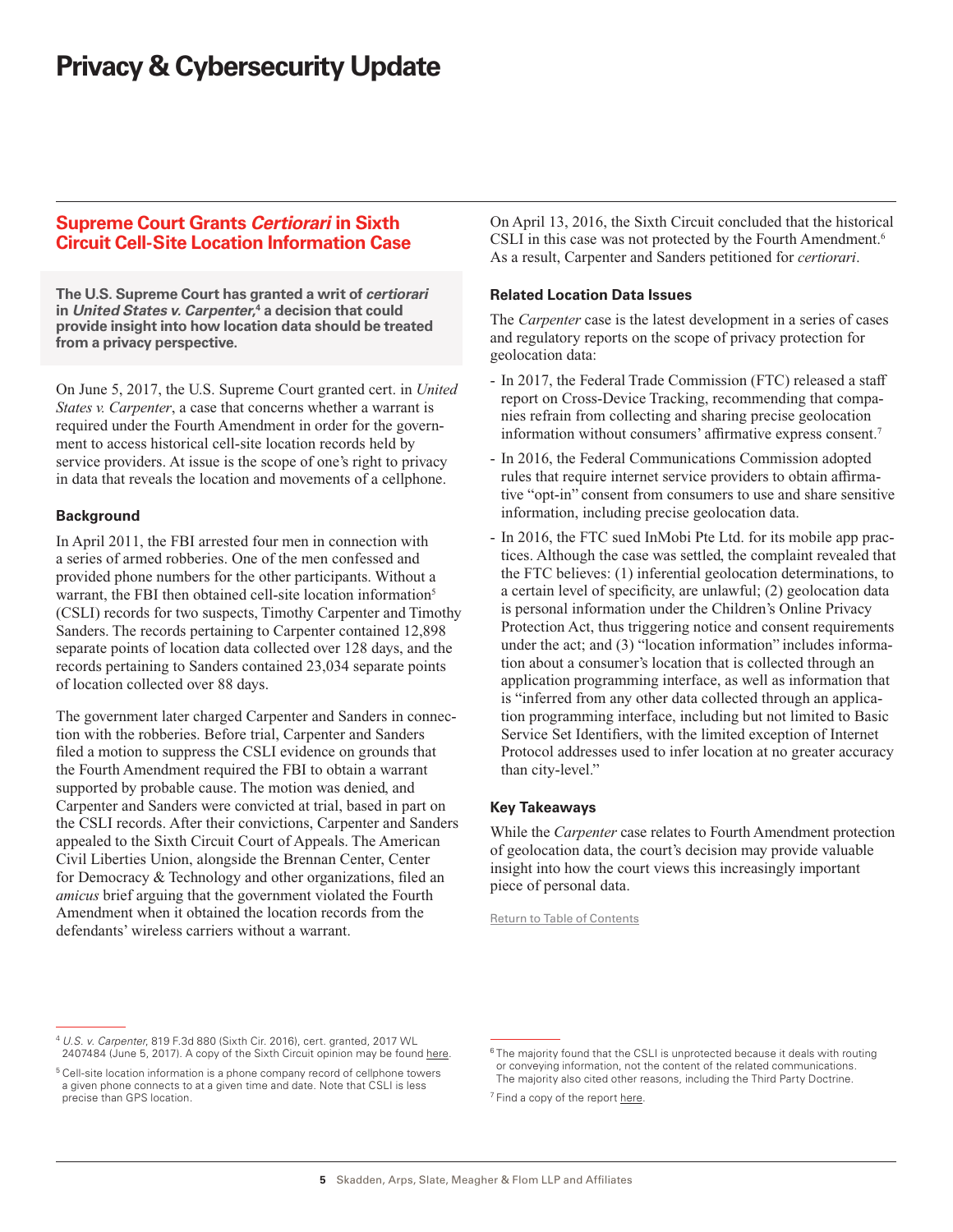## Supreme Court Grants *Certiorari* in Sixth Circuit Cell-Site Location Information Case

**The U.S. Supreme Court has granted a writ of *certiorari* in *United States v. Carpenter*,[4] a decision that could provide insight into how location data should be treated from a privacy perspective.**

On June 5, 2017, the U.S. Supreme Court granted cert. in *United States v. Carpenter*, a case that concerns whether a warrant is required under the Fourth Amendment in order for the government to access historical cell-site location records held by service providers. At issue is the scope of one's right to privacy in data that reveals the location and movements of a cellphone.

### Background

In April 2011, the FBI arrested four men in connection with a series of armed robberies. One of the men confessed and provided phone numbers for the other participants. Without a warrant, the FBI then obtained cell-site location information[5] (CSLI) records for two suspects, Timothy Carpenter and Timothy Sanders. The records pertaining to Carpenter contained 12,898 separate points of location data collected over 128 days, and the records pertaining to Sanders contained 23,034 separate points of location collected over 88 days.

The government later charged Carpenter and Sanders in connection with the robberies. Before trial, Carpenter and Sanders filed a motion to suppress the CSLI evidence on grounds that the Fourth Amendment required the FBI to obtain a warrant supported by probable cause. The motion was denied, and Carpenter and Sanders were convicted at trial, based in part on the CSLI records. After their convictions, Carpenter and Sanders appealed to the Sixth Circuit Court of Appeals. The American Civil Liberties Union, alongside the Brennan Center, Center for Democracy & Technology and other organizations, filed an *amicus* brief arguing that the government violated the Fourth Amendment when it obtained the location records from the defendants' wireless carriers without a warrant.

On April 13, 2016, the Sixth Circuit concluded that the historical CSLI in this case was not protected by the Fourth Amendment.[6] As a result, Carpenter and Sanders petitioned for *certiorari*.

### Related Location Data Issues

The *Carpenter* case is the latest development in a series of cases and regulatory reports on the scope of privacy protection for geolocation data:

- In 2017, the Federal Trade Commission (FTC) released a staff report on Cross-Device Tracking, recommending that companies refrain from collecting and sharing precise geolocation information without consumers' affirmative express consent.[7]
- In 2016, the Federal Communications Commission adopted rules that require internet service providers to obtain affirmative "opt-in" consent from consumers to use and share sensitive information, including precise geolocation data.
- In 2016, the FTC sued InMobi Pte Ltd. for its mobile app practices. Although the case was settled, the complaint revealed that the FTC believes: (1) inferential geolocation determinations, to a certain level of specificity, are unlawful; (2) geolocation data is personal information under the Children's Online Privacy Protection Act, thus triggering notice and consent requirements under the act; and (3) "location information" includes information about a consumer's location that is collected through an application programming interface, as well as information that is "inferred from any other data collected through an application programming interface, including but not limited to Basic Service Set Identifiers, with the limited exception of Internet Protocol addresses used to infer location at no greater accuracy than city-level."

### Key Takeaways

While the *Carpenter* case relates to Fourth Amendment protection of geolocation data, the court's decision may provide valuable insight into how the court views this increasingly important piece of personal data.

Return to Table of Contents

---

[4] *U.S. v. Carpenter*, 819 F.3d 880 (Sixth Cir. 2016), cert. granted, 2017 WL 2407484 (June 5, 2017). A copy of the Sixth Circuit opinion may be found here.

[5] Cell-site location information is a phone company record of cellphone towers a given phone connects to at a given time and date. Note that CSLI is less precise than GPS location.

[6] The majority found that the CSLI is unprotected because it deals with routing or conveying information, not the content of the related communications. The majority also cited other reasons, including the Third Party Doctrine.

[7] Find a copy of the report here.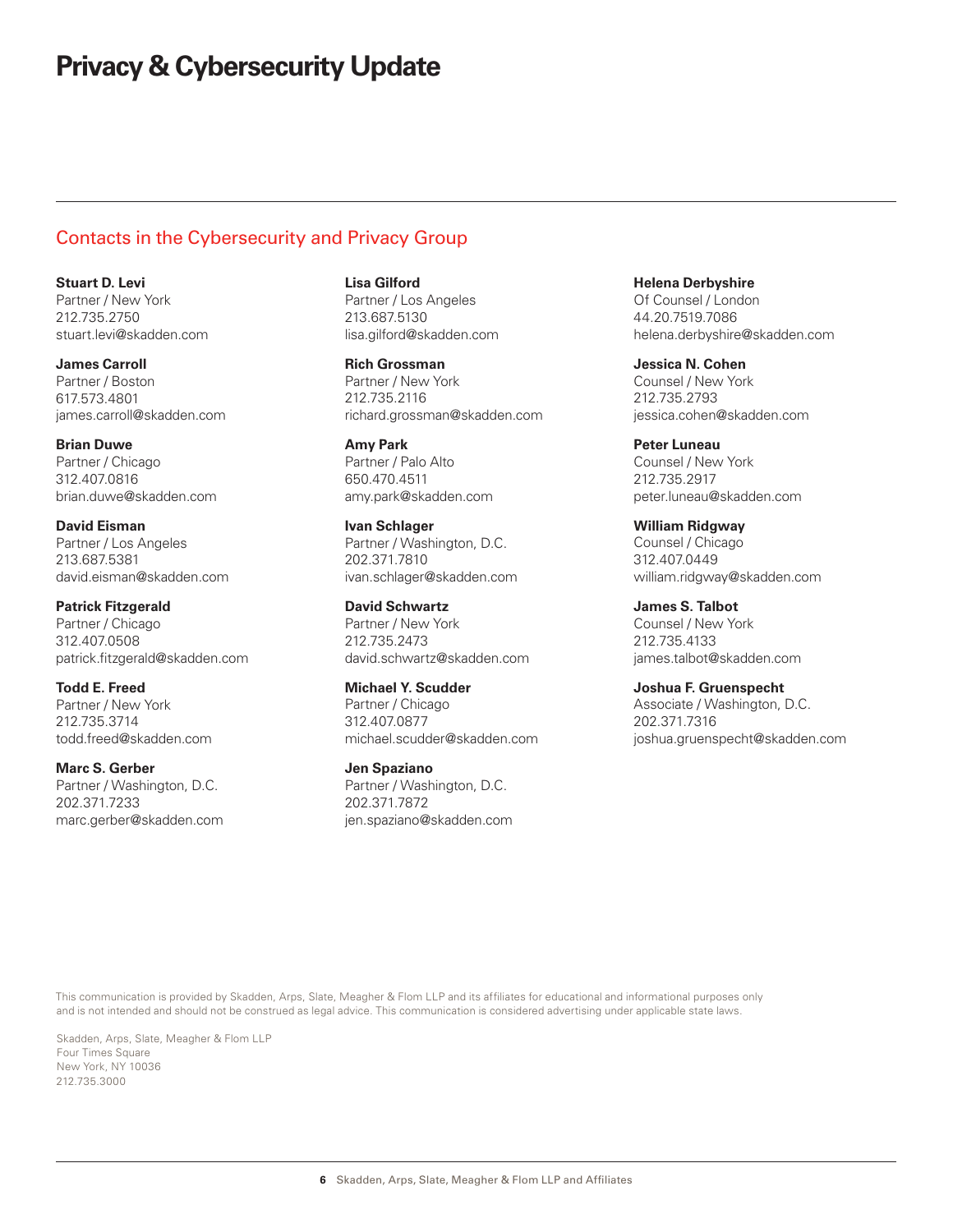# Privacy & Cybersecurity Update

## Contacts in the Cybersecurity and Privacy Group

**Stuart D. Levi**
Partner / New York
212.735.2750
stuart.levi@skadden.com

**James Carroll**
Partner / Boston
617.573.4801
james.carroll@skadden.com

**Brian Duwe**
Partner / Chicago
312.407.0816
brian.duwe@skadden.com

**David Eisman**
Partner / Los Angeles
213.687.5381
david.eisman@skadden.com

**Patrick Fitzgerald**
Partner / Chicago
312.407.0508
patrick.fitzgerald@skadden.com

**Todd E. Freed**
Partner / New York
212.735.3714
todd.freed@skadden.com

**Marc S. Gerber**
Partner / Washington, D.C.
202.371.7233
marc.gerber@skadden.com

**Lisa Gilford**
Partner / Los Angeles
213.687.5130
lisa.gilford@skadden.com

**Rich Grossman**
Partner / New York
212.735.2116
richard.grossman@skadden.com

**Amy Park**
Partner / Palo Alto
650.470.4511
amy.park@skadden.com

**Ivan Schlager**
Partner / Washington, D.C.
202.371.7810
ivan.schlager@skadden.com

**David Schwartz**
Partner / New York
212.735.2473
david.schwartz@skadden.com

**Michael Y. Scudder**
Partner / Chicago
312.407.0877
michael.scudder@skadden.com

**Jen Spaziano**
Partner / Washington, D.C.
202.371.7872
jen.spaziano@skadden.com

**Helena Derbyshire**
Of Counsel / London
44.20.7519.7086
helena.derbyshire@skadden.com

**Jessica N. Cohen**
Counsel / New York
212.735.2793
jessica.cohen@skadden.com

**Peter Luneau**
Counsel / New York
212.735.2917
peter.luneau@skadden.com

**William Ridgway**
Counsel / Chicago
312.407.0449
william.ridgway@skadden.com

**James S. Talbot**
Counsel / New York
212.735.4133
james.talbot@skadden.com

**Joshua F. Gruenspecht**
Associate / Washington, D.C.
202.371.7316
joshua.gruenspecht@skadden.com

This communication is provided by Skadden, Arps, Slate, Meagher & Flom LLP and its affiliates for educational and informational purposes only and is not intended and should not be construed as legal advice. This communication is considered advertising under applicable state laws.

Skadden, Arps, Slate, Meagher & Flom LLP
Four Times Square
New York, NY 10036
212.735.3000